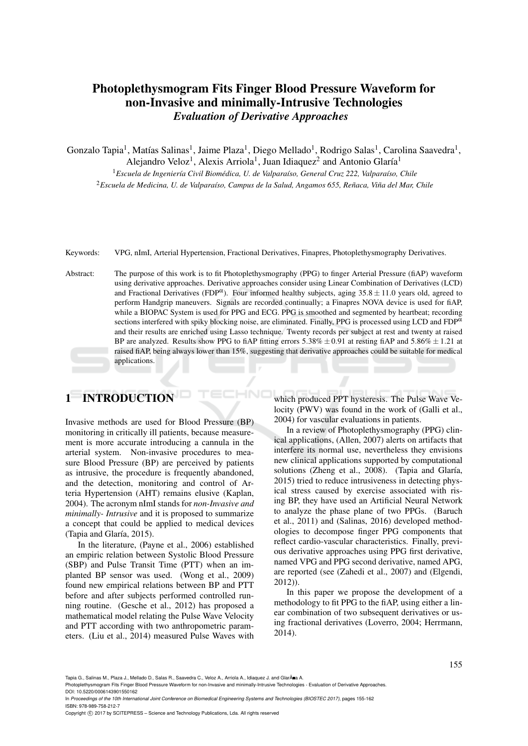# Photoplethysmogram Fits Finger Blood Pressure Waveform for non-Invasive and minimally-Intrusive Technologies

### *Evaluation of Derivative Approaches*

Gonzalo Tapia[1], Matías Salinas[1], Jaime Plaza[1], Diego Mellado[1], Rodrigo Salas[1], Carolina Saavedra[1], Alejandro Veloz[1], Alexis Arriola[1], Juan Idiaquez[2] and Antonio Glaría[1]

[1]*Escuela de Ingeniería Civil Biomédica, U. de Valparaíso, General Cruz 222, Valparaíso, Chile*

[2]*Escuela de Medicina, U. de Valparaíso, Campus de la Salud, Angamos 655, Reñaca, Viña del Mar, Chile*

Keywords: VPG, nImI, Arterial Hypertension, Fractional Derivatives, Finapres, Photoplethysmography Derivatives.

Abstract: The purpose of this work is to fit Photoplethysmography (PPG) to finger Arterial Pressure (fiAP) waveform using derivative approaches. Derivative approaches consider using Linear Combination of Derivatives (LCD) and Fractional Derivatives ($FDP^{\alpha}$). Four informed healthy subjects, aging $35.8 \pm 11.0$ years old, agreed to perform Handgrip maneuvers. Signals are recorded continually; a Finapres NOVA device is used for fiAP, while a BIOPAC System is used for PPG and ECG. PPG is smoothed and segmented by heartbeat; recording sections interfered with spiky blocking noise, are eliminated. Finally, PPG is processed using LCD and $FDP^{\alpha}$ and their results are enriched using Lasso technique. Twenty records per subject at rest and twenty at raised BP are analyzed. Results show PPG to fiAP fitting errors $5.38\% \pm 0.91$ at resting fiAP and $5.86\% \pm 1.21$ at raised fiAP, being always lower than 15%, suggesting that derivative approaches could be suitable for medical applications.

## 1 INTRODUCTION

Invasive methods are used for Blood Pressure (BP) monitoring in critically ill patients, because measurement is more accurate introducing a cannula in the arterial system. Non-invasive procedures to measure Blood Pressure (BP) are perceived by patients as intrusive, the procedure is frequently abandoned, and the detection, monitoring and control of Arteria Hypertension (AHT) remains elusive (Kaplan, 2004). The acronym nImI stands for *non-Invasive and minimally- Intrusive* and it is proposed to summarize a concept that could be applied to medical devices (Tapia and Glaría, 2015).

In the literature, (Payne et al., 2006) established an empiric relation between Systolic Blood Pressure (SBP) and Pulse Transit Time (PTT) when an implanted BP sensor was used. (Wong et al., 2009) found new empirical relations between BP and PTT before and after subjects performed controlled running routine. (Gesche et al., 2012) has proposed a mathematical model relating the Pulse Wave Velocity and PTT according with two anthropometric parameters. (Liu et al., 2014) measured Pulse Waves with which produced PPT hysteresis. The Pulse Wave Velocity (PWV) was found in the work of (Galli et al., 2004) for vascular evaluations in patients.

In a review of Photoplethysmography (PPG) clinical applications, (Allen, 2007) alerts on artifacts that interfere its normal use, nevertheless they envisions new clinical applications supported by computational solutions (Zheng et al., 2008). (Tapia and Glaría, 2015) tried to reduce intrusiveness in detecting physical stress caused by exercise associated with rising BP, they have used an Artificial Neural Network to analyze the phase plane of two PPGs. (Baruch et al., 2011) and (Salinas, 2016) developed methodologies to decompose finger PPG components that reflect cardio-vascular characteristics. Finally, previous derivative approaches using PPG first derivative, named VPG and PPG second derivative, named APG, are reported (see (Zahedi et al., 2007) and (Elgendi, 2012)).

In this paper we propose the development of a methodology to fit PPG to the fiAP, using either a linear combination of two subsequent derivatives or using fractional derivatives (Loverro, 2004; Herrmann, 2014).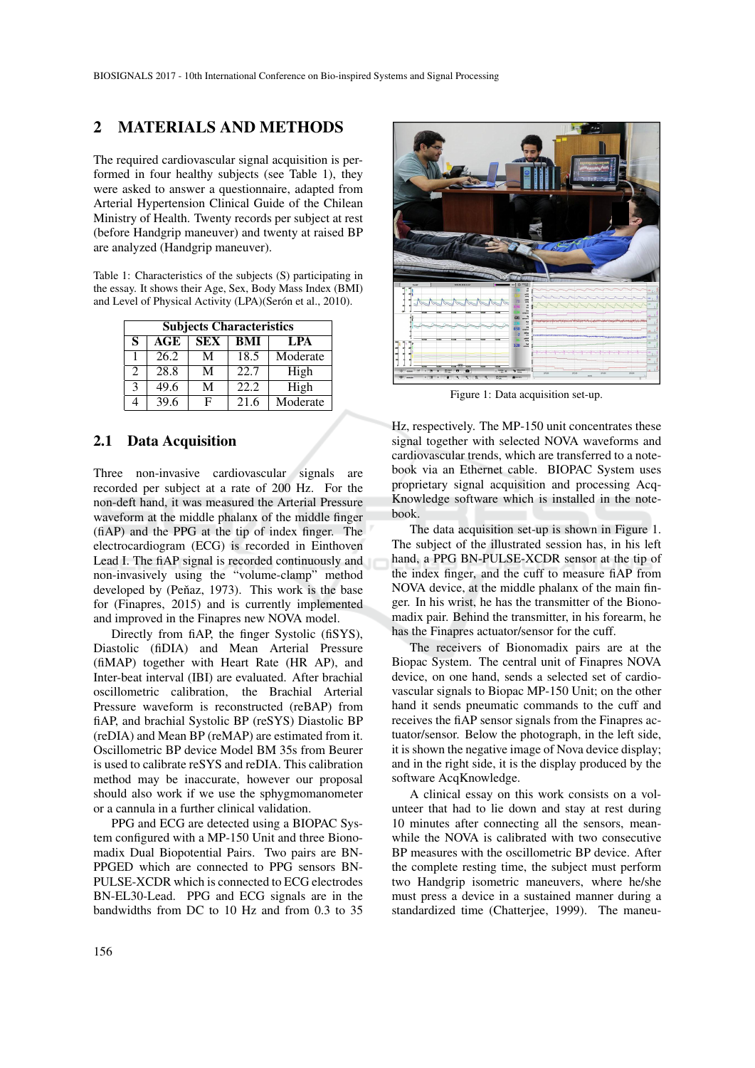## 2 MATERIALS AND METHODS

The required cardiovascular signal acquisition is performed in four healthy subjects (see Table 1), they were asked to answer a questionnaire, adapted from Arterial Hypertension Clinical Guide of the Chilean Ministry of Health. Twenty records per subject at rest (before Handgrip maneuver) and twenty at raised BP are analyzed (Handgrip maneuver).

Table 1: Characteristics of the subjects (S) participating in the essay. It shows their Age, Sex, Body Mass Index (BMI) and Level of Physical Activity (LPA)(Serón et al., 2010).

| Subjects Characteristics | | | | |
|---|---|---|---|---|
| S | AGE | SEX | BMI | LPA |
| 1 | 26.2 | M | 18.5 | Moderate |
| 2 | 28.8 | M | 22.7 | High |
| 3 | 49.6 | M | 22.2 | High |
| 4 | 39.6 | F | 21.6 | Moderate |

### 2.1 Data Acquisition

Three non-invasive cardiovascular signals are recorded per subject at a rate of 200 Hz. For the non-deft hand, it was measured the Arterial Pressure waveform at the middle phalanx of the middle finger (fiAP) and the PPG at the tip of index finger. The electrocardiogram (ECG) is recorded in Einthoven Lead I. The fiAP signal is recorded continuously and non-invasively using the "volume-clamp" method developed by (Peňaz, 1973). This work is the base for (Finapres, 2015) and is currently implemented and improved in the Finapres new NOVA model.

Directly from fiAP, the finger Systolic (fiSYS), Diastolic (fiDIA) and Mean Arterial Pressure (fiMAP) together with Heart Rate (HR AP), and Inter-beat interval (IBI) are evaluated. After brachial oscillometric calibration, the Brachial Arterial Pressure waveform is reconstructed (reBAP) from fiAP, and brachial Systolic BP (reSYS) Diastolic BP (reDIA) and Mean BP (reMAP) are estimated from it. Oscillometric BP device Model BM 35s from Beurer is used to calibrate reSYS and reDIA. This calibration method may be inaccurate, however our proposal should also work if we use the sphygmomanometer or a cannula in a further clinical validation.

PPG and ECG are detected using a BIOPAC System configured with a MP-150 Unit and three Bionomadix Dual Biopotential Pairs. Two pairs are BN-PPGED which are connected to PPG sensors BN-PULSE-XCDR which is connected to ECG electrodes BN-EL30-Lead. PPG and ECG signals are in the bandwidths from DC to 10 Hz and from 0.3 to 35 Hz, respectively. The MP-150 unit concentrates these signal together with selected NOVA waveforms and cardiovascular trends, which are transferred to a notebook via an Ethernet cable. BIOPAC System uses proprietary signal acquisition and processing AcqKnowledge software which is installed in the notebook.

Figure 1: Data acquisition set-up.

The data acquisition set-up is shown in Figure 1. The subject of the illustrated session has, in his left hand, a PPG BN-PULSE-XCDR sensor at the tip of the index finger, and the cuff to measure fiAP from NOVA device, at the middle phalanx of the main finger. In his wrist, he has the transmitter of the Bionomadix pair. Behind the transmitter, in his forearm, he has the Finapres actuator/sensor for the cuff.

The receivers of Bionomadix pairs are at the Biopac System. The central unit of Finapres NOVA device, on one hand, sends a selected set of cardiovascular signals to Biopac MP-150 Unit; on the other hand it sends pneumatic commands to the cuff and receives the fiAP sensor signals from the Finapres actuator/sensor. Below the photograph, in the left side, it is shown the negative image of Nova device display; and in the right side, it is the display produced by the software AcqKnowledge.

A clinical essay on this work consists on a volunteer that had to lie down and stay at rest during 10 minutes after connecting all the sensors, meanwhile the NOVA is calibrated with two consecutive BP measures with the oscillometric BP device. After the complete resting time, the subject must perform two Handgrip isometric maneuvers, where he/she must press a device in a sustained manner during a standardized time (Chatterjee, 1999). The maneu-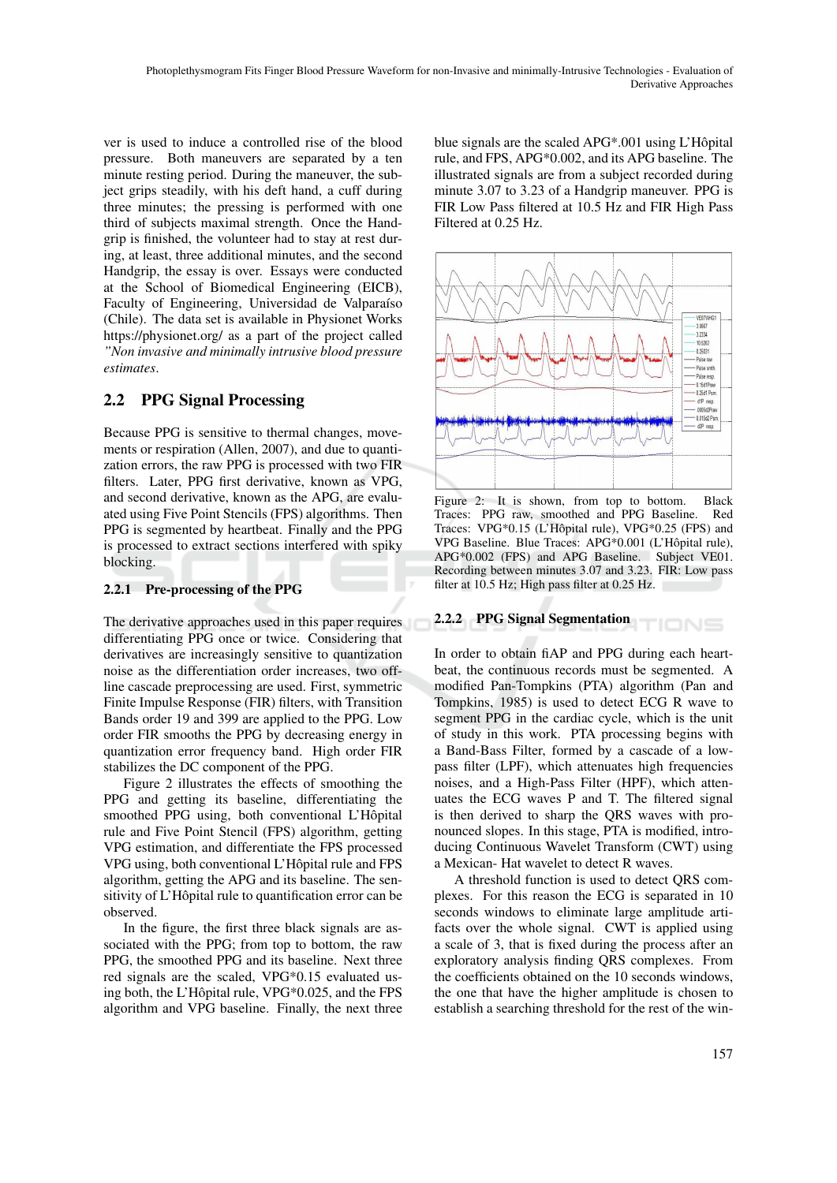ver is used to induce a controlled rise of the blood pressure. Both maneuvers are separated by a ten minute resting period. During the maneuver, the subject grips steadily, with his deft hand, a cuff during three minutes; the pressing is performed with one third of subjects maximal strength. Once the Handgrip is finished, the volunteer had to stay at rest during, at least, three additional minutes, and the second Handgrip, the essay is over. Essays were conducted at the School of Biomedical Engineering (EICB), Faculty of Engineering, Universidad de Valparaíso (Chile). The data set is available in Physionet Works https://physionet.org/ as a part of the project called *"Non invasive and minimally intrusive blood pressure estimates*.

## 2.2 PPG Signal Processing

Because PPG is sensitive to thermal changes, movements or respiration (Allen, 2007), and due to quantization errors, the raw PPG is processed with two FIR filters. Later, PPG first derivative, known as VPG, and second derivative, known as the APG, are evaluated using Five Point Stencils (FPS) algorithms. Then PPG is segmented by heartbeat. Finally the PPG is processed to extract sections interfered with spiky blocking.

### 2.2.1 Pre-processing of the PPG

The derivative approaches used in this paper requires differentiating PPG once or twice. Considering that derivatives are increasingly sensitive to quantization noise as the differentiation order increases, two off-line cascade preprocessing are used. First, symmetric Finite Impulse Response (FIR) filters, with Transition Bands order 19 and 399 are applied to the PPG. Low order FIR smooths the PPG by decreasing energy in quantization error frequency band. High order FIR stabilizes the DC component of the PPG.

Figure 2 illustrates the effects of smoothing the PPG and getting its baseline, differentiating the smoothed PPG using, both conventional L'Hôpital rule and Five Point Stencil (FPS) algorithm, getting VPG estimation, and differentiate the FPS processed VPG using, both conventional L'Hôpital rule and FPS algorithm, getting the APG and its baseline. The sensitivity of L'Hôpital rule to quantification error can be observed.

In the figure, the first three black signals are associated with the PPG; from top to bottom, the raw PPG, the smoothed PPG and its baseline. Next three red signals are the scaled, VPG*0.15 evaluated using both, the L'Hôpital rule, VPG*0.025, and the FPS algorithm and VPG baseline. Finally, the next three blue signals are the scaled APG*.001 using L'Hôpital rule, and FPS, APG*0.002, and its APG baseline. The illustrated signals are from a subject recorded during minute 3.07 to 3.23 of a Handgrip maneuver. PPG is FIR Low Pass filtered at 10.5 Hz and FIR High Pass Filtered at 0.25 Hz.

Figure 2: It is shown, from top to bottom. Black Traces: PPG raw, smoothed and PPG Baseline. Red Traces: VPG*0.15 (L'Hôpital rule), VPG*0.25 (FPS) and VPG Baseline. Blue Traces: APG*0.001 (L'Hôpital rule), APG*0.002 (FPS) and APG Baseline. Subject VE01. Recording between minutes 3.07 and 3.23. FIR: Low pass filter at 10.5 Hz; High pass filter at 0.25 Hz.

### 2.2.2 PPG Signal Segmentation

In order to obtain fiAP and PPG during each heartbeat, the continuous records must be segmented. A modified Pan-Tompkins (PTA) algorithm (Pan and Tompkins, 1985) is used to detect ECG R wave to segment PPG in the cardiac cycle, which is the unit of study in this work. PTA processing begins with a Band-Bass Filter, formed by a cascade of a low-pass filter (LPF), which attenuates high frequencies noises, and a High-Pass Filter (HPF), which attenuates the ECG waves P and T. The filtered signal is then derived to sharp the QRS waves with pronounced slopes. In this stage, PTA is modified, introducing Continuous Wavelet Transform (CWT) using a Mexican- Hat wavelet to detect R waves.

A threshold function is used to detect QRS complexes. For this reason the ECG is separated in 10 seconds windows to eliminate large amplitude artifacts over the whole signal. CWT is applied using a scale of 3, that is fixed during the process after an exploratory analysis finding QRS complexes. From the coefficients obtained on the 10 seconds windows, the one that have the higher amplitude is chosen to establish a searching threshold for the rest of the win-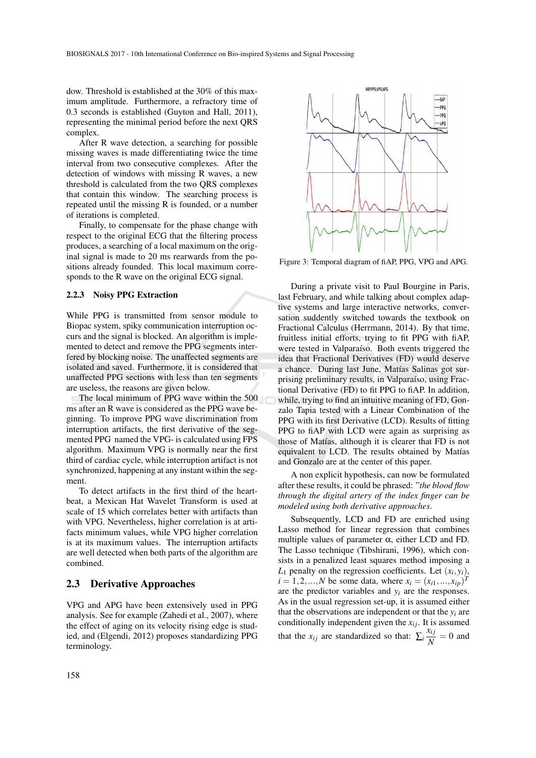dow. Threshold is established at the 30% of this maximum amplitude. Furthermore, a refractory time of 0.3 seconds is established (Guyton and Hall, 2011), representing the minimal period before the next QRS complex.

After R wave detection, a searching for possible missing waves is made differentiating twice the time interval from two consecutive complexes. After the detection of windows with missing R waves, a new threshold is calculated from the two QRS complexes that contain this window. The searching process is repeated until the missing R is founded, or a number of iterations is completed.

Finally, to compensate for the phase change with respect to the original ECG that the filtering process produces, a searching of a local maximum on the original signal is made to 20 ms rearwards from the positions already founded. This local maximum corresponds to the R wave on the original ECG signal.

### 2.2.3 Noisy PPG Extraction

While PPG is transmitted from sensor module to Biopac system, spiky communication interruption occurs and the signal is blocked. An algorithm is implemented to detect and remove the PPG segments interfered by blocking noise. The unaffected segments are isolated and saved. Furthermore, it is considered that unaffected PPG sections with less than ten segments are useless, the reasons are given below.

The local minimum of PPG wave within the 500 ms after an R wave is considered as the PPG wave beginning. To improve PPG wave discrimination from interruption artifacts, the first derivative of the segmented PPG named the VPG- is calculated using FPS algorithm. Maximum VPG is normally near the first third of cardiac cycle, while interruption artifact is not synchronized, happening at any instant within the segment.

To detect artifacts in the first third of the heartbeat, a Mexican Hat Wavelet Transform is used at scale of 15 which correlates better with artifacts than with VPG. Nevertheless, higher correlation is at artifacts minimum values, while VPG higher correlation is at its maximum values. The interruption artifacts are well detected when both parts of the algorithm are combined.

## 2.3 Derivative Approaches

VPG and APG have been extensively used in PPG analysis. See for example (Zahedi et al., 2007), where the effect of aging on its velocity rising edge is studied, and (Elgendi, 2012) proposes standardizing PPG terminology.

Figure 3: Temporal diagram of fiAP, PPG, VPG and APG.

During a private visit to Paul Bourgine in Paris, last February, and while talking about complex adaptive systems and large interactive networks, conversation suddenly switched towards the textbook on Fractional Calculus (Herrmann, 2014). By that time, fruitless initial efforts, trying to fit PPG with fiAP, were tested in Valparaíso. Both events triggered the idea that Fractional Derivatives (FD) would deserve a chance. During last June, Matías Salinas got surprising preliminary results, in Valparaíso, using Fractional Derivative (FD) to fit PPG to fiAP. In addition, while, trying to find an intuitive meaning of FD, Gonzalo Tapia tested with a Linear Combination of the PPG with its first Derivative (LCD). Results of fitting PPG to fiAP with LCD were again as surprising as those of Matías, although it is clearer that FD is not equivalent to LCD. The results obtained by Matías and Gonzalo are at the center of this paper.

A non explicit hypothesis, can now be formulated after these results, it could be phrased: *"the blood flow through the digital artery of the index finger can be modeled using both derivative approaches.*

Subsequently, LCD and FD are enriched using Lasso method for linear regression that combines multiple values of parameter $\alpha$, either LCD and FD. The Lasso technique (Tibshirani, 1996), which consists in a penalized least squares method imposing a $L_1$ penalty on the regression coefficients. Let $(x_i, y_i)$, $i = 1, 2, \ldots, N$ be some data, where $x_i = (x_{i1}, \ldots, x_{ip})^T$ are the predictor variables and $y_i$ are the responses. As in the usual regression set-up, it is assumed either that the observations are independent or that the $y_i$ are conditionally independent given the $x_{ij}$. It is assumed that the $x_{ij}$ are standardized so that: $\sum_i \frac{x_{ij}}{N} = 0$ and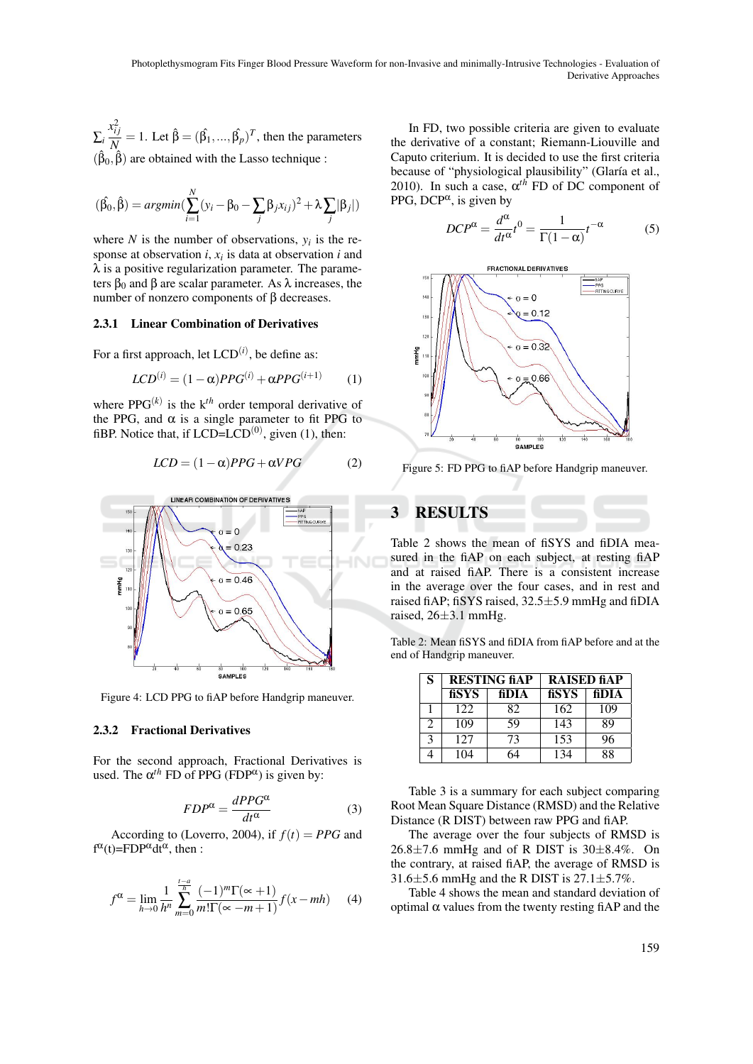$\sum_i \frac{x_{ij}^2}{N} = 1$. Let $\hat{\beta} = (\hat{\beta}_1, ..., \hat{\beta}_p)^T$, then the parameters $(\hat{\beta}_0, \hat{\beta})$ are obtained with the Lasso technique :

$$(\hat{\beta_0}, \hat{\beta}) = argmin(\sum_{i=1}^{N}(y_i - \beta_0 - \sum_j \beta_j x_{ij})^2 + \lambda \sum_j |\beta_j|)$$

where $N$ is the number of observations, $y_i$ is the response at observation $i$, $x_i$ is data at observation $i$ and $\lambda$ is a positive regularization parameter. The parameters $\beta_0$ and $\beta$ are scalar parameter. As $\lambda$ increases, the number of nonzero components of $\beta$ decreases.

### 2.3.1 Linear Combination of Derivatives

For a first approach, let $\text{LCD}^{(i)}$, be define as:

$$LCD^{(i)} = (1-\alpha)PPG^{(i)} + \alpha PPG^{(i+1)} \quad (1)$$

where $\text{PPG}^{(k)}$ is the $k^{th}$ order temporal derivative of the PPG, and $\alpha$ is a single parameter to fit PPG to fiBP. Notice that, if LCD=$\text{LCD}^{(0)}$, given (1), then:

$$LCD = (1-\alpha)PPG + \alpha VPG \quad (2)$$

Figure 4: LCD PPG to fiAP before Handgrip maneuver.

### 2.3.2 Fractional Derivatives

For the second approach, Fractional Derivatives is used. The $\alpha^{th}$ FD of PPG ($\text{FDP}^{\alpha}$) is given by:

$$FDP^{\alpha} = \frac{dPPG^{\alpha}}{dt^{\alpha}} \quad (3)$$

According to (Loverro, 2004), if $f(t) = PPG$ and $f^{\alpha}(t)=\text{FDP}^{\alpha}dt^{\alpha}$, then :

$$f^{\alpha} = \lim_{h \to 0} \frac{1}{h^n} \sum_{m=0}^{\frac{t-a}{h}} \frac{(-1)^m \Gamma(\propto +1)}{m! \Gamma(\propto -m+1)} f(x - mh) \quad (4)$$

In FD, two possible criteria are given to evaluate the derivative of a constant; Riemann-Liouville and Caputo criterium. It is decided to use the first criteria because of "physiological plausibility" (Glaría et al., 2010). In such a case, $\alpha^{th}$ FD of DC component of PPG, $\text{DCP}^{\alpha}$, is given by

$$DCP^{\alpha} = \frac{d^{\alpha}}{dt^{\alpha}} t^0 = \frac{1}{\Gamma(1-\alpha)} t^{-\alpha} \quad (5)$$

Figure 5: FD PPG to fiAP before Handgrip maneuver.

## 3 RESULTS

Table 2 shows the mean of fiSYS and fiDIA measured in the fiAP on each subject, at resting fiAP and at raised fiAP. There is a consistent increase in the average over the four cases, and in rest and raised fiAP; fiSYS raised, 32.5±5.9 mmHg and fiDIA raised, 26±3.1 mmHg.

Table 2: Mean fiSYS and fiDIA from fiAP before and at the end of Handgrip maneuver.

| S | RESTING fiAP | | RAISED fiAP | |
|---|---|---|---|---|
| | fiSYS | fiDIA | fiSYS | fiDIA |
| 1 | 122 | 82 | 162 | 109 |
| 2 | 109 | 59 | 143 | 89 |
| 3 | 127 | 73 | 153 | 96 |
| 4 | 104 | 64 | 134 | 88 |

Table 3 is a summary for each subject comparing Root Mean Square Distance (RMSD) and the Relative Distance (R DIST) between raw PPG and fiAP.

The average over the four subjects of RMSD is 26.8±7.6 mmHg and of R DIST is 30±8.4%. On the contrary, at raised fiAP, the average of RMSD is 31.6±5.6 mmHg and the R DIST is 27.1±5.7%.

Table 4 shows the mean and standard deviation of optimal $\alpha$ values from the twenty resting fiAP and the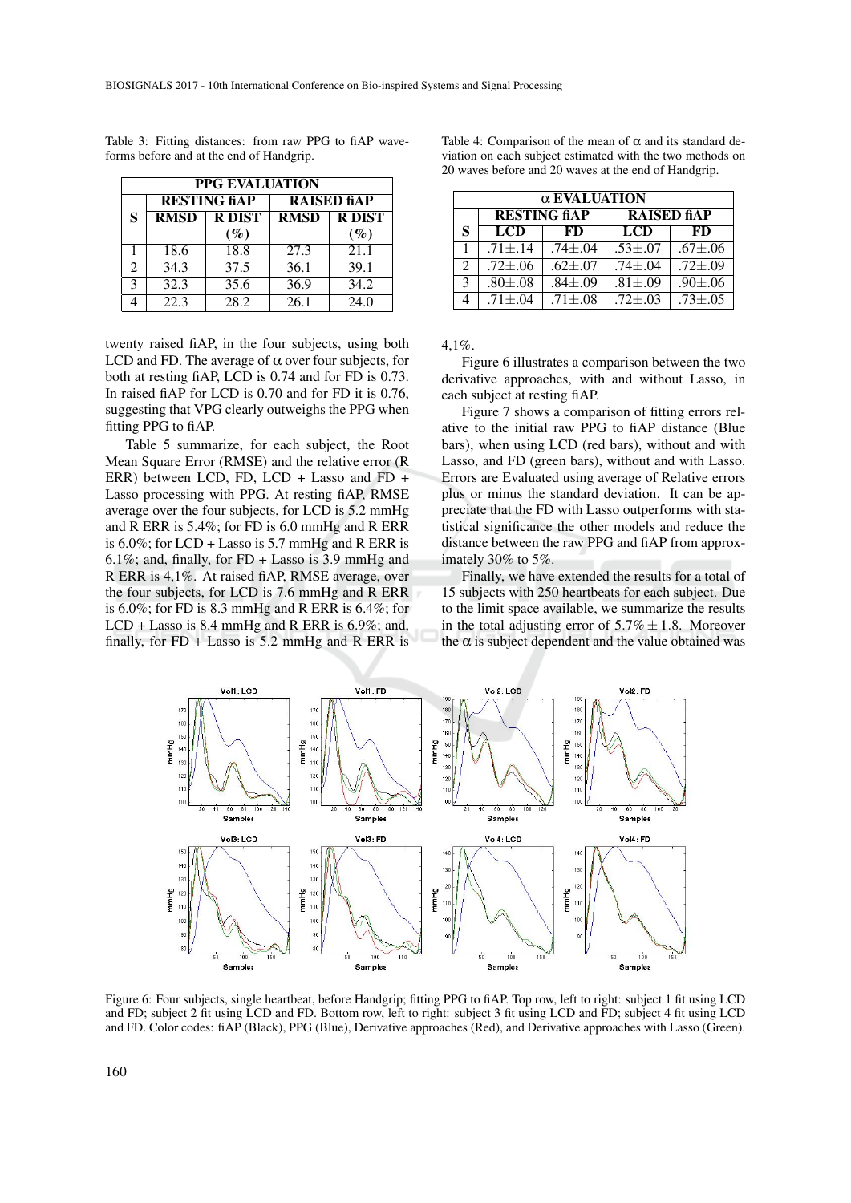Table 3: Fitting distances: from raw PPG to fiAP waveforms before and at the end of Handgrip.

| PPG EVALUATION | | | | |
|---|---|---|---|---|
| | RESTING fiAP | | RAISED fiAP | |
| S | RMSD | R DIST (%) | RMSD | R DIST (%) |
| 1 | 18.6 | 18.8 | 27.3 | 21.1 |
| 2 | 34.3 | 37.5 | 36.1 | 39.1 |
| 3 | 32.3 | 35.6 | 36.9 | 34.2 |
| 4 | 22.3 | 28.2 | 26.1 | 24.0 |

Table 4: Comparison of the mean of $\alpha$ and its standard deviation on each subject estimated with the two methods on 20 waves before and 20 waves at the end of Handgrip.

| $\alpha$ EVALUATION | | | | |
|---|---|---|---|---|
| | RESTING fiAP | | RAISED fiAP | |
| S | LCD | FD | LCD | FD |
| 1 | $.71\pm.14$ | $.74\pm.04$ | $.53\pm.07$ | $.67\pm.06$ |
| 2 | $.72\pm.06$ | $.62\pm.07$ | $.74\pm.04$ | $.72\pm.09$ |
| 3 | $.80\pm.08$ | $.84\pm.09$ | $.81\pm.09$ | $.90\pm.06$ |
| 4 | $.71\pm.04$ | $.71\pm.08$ | $.72\pm.03$ | $.73\pm.05$ |

twenty raised fiAP, in the four subjects, using both LCD and FD. The average of $\alpha$ over four subjects, for both at resting fiAP, LCD is 0.74 and for FD is 0.73. In raised fiAP for LCD is 0.70 and for FD it is 0.76, suggesting that VPG clearly outweighs the PPG when fitting PPG to fiAP.

Table 5 summarize, for each subject, the Root Mean Square Error (RMSE) and the relative error (R ERR) between LCD, FD, LCD + Lasso and FD + Lasso processing with PPG. At resting fiAP, RMSE average over the four subjects, for LCD is 5.2 mmHg and R ERR is 5.4%; for FD is 6.0 mmHg and R ERR is 6.0%; for LCD + Lasso is 5.7 mmHg and R ERR is 6.1%; and, finally, for FD + Lasso is 3.9 mmHg and R ERR is 4,1%. At raised fiAP, RMSE average, over the four subjects, for LCD is 7.6 mmHg and R ERR is 6.0%; for FD is 8.3 mmHg and R ERR is 6.4%; for LCD + Lasso is 8.4 mmHg and R ERR is 6.9%; and, finally, for FD + Lasso is 5.2 mmHg and R ERR is 4,1%.

Figure 6 illustrates a comparison between the two derivative approaches, with and without Lasso, in each subject at resting fiAP.

Figure 7 shows a comparison of fitting errors relative to the initial raw PPG to fiAP distance (Blue bars), when using LCD (red bars), without and with Lasso, and FD (green bars), without and with Lasso. Errors are Evaluated using average of Relative errors plus or minus the standard deviation. It can be appreciate that the FD with Lasso outperforms with statistical significance the other models and reduce the distance between the raw PPG and fiAP from approximately 30% to 5%.

Finally, we have extended the results for a total of 15 subjects with 250 heartbeats for each subject. Due to the limit space available, we summarize the results in the total adjusting error of $5.7\% \pm 1.8$. Moreover the $\alpha$ is subject dependent and the value obtained was

Figure 6: Four subjects, single heartbeat, before Handgrip; fitting PPG to fiAP. Top row, left to right: subject 1 fit using LCD and FD; subject 2 fit using LCD and FD. Bottom row, left to right: subject 3 fit using LCD and FD; subject 4 fit using LCD and FD. Color codes: fiAP (Black), PPG (Blue), Derivative approaches (Red), and Derivative approaches with Lasso (Green).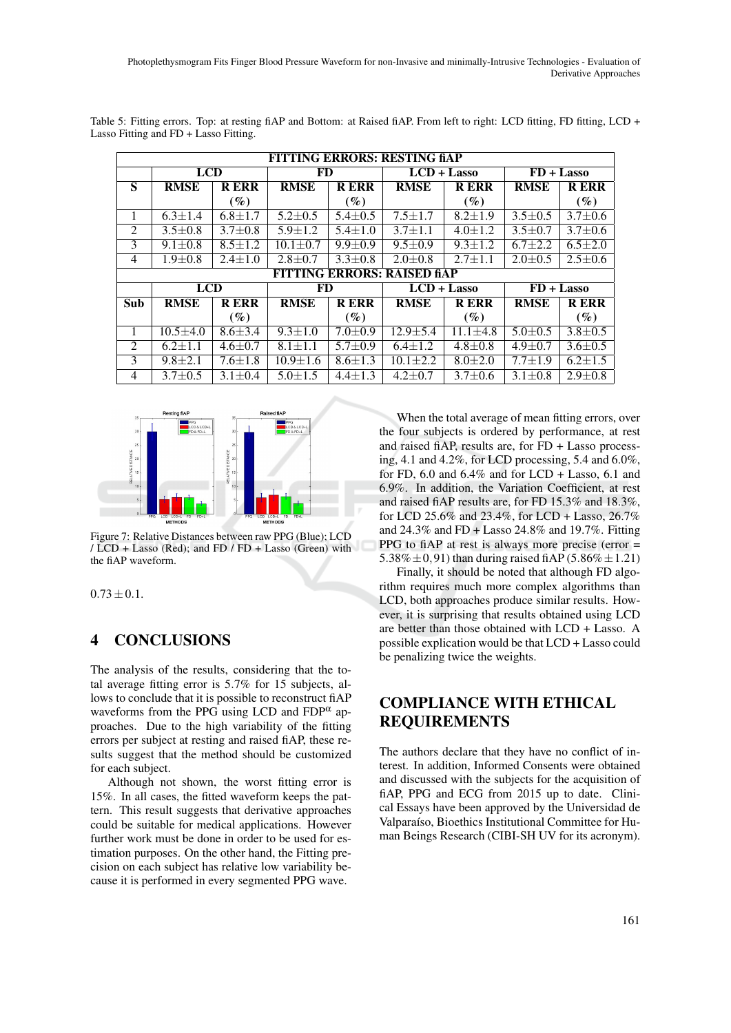Table 5: Fitting errors. Top: at resting fiAP and Bottom: at Raised fiAP. From left to right: LCD fitting, FD fitting, LCD + Lasso Fitting and FD + Lasso Fitting.

| FITTING ERRORS: RESTING fiAP | | | | | | | | |
|---|---|---|---|---|---|---|---|---|
| | **LCD** | | **FD** | | **LCD + Lasso** | | **FD + Lasso** | |
| **S** | **RMSE** | **R ERR (%)** | **RMSE** | **R ERR (%)** | **RMSE** | **R ERR (%)** | **RMSE** | **R ERR (%)** |
| 1 | $6.3\pm1.4$ | $6.8\pm1.7$ | $5.2\pm0.5$ | $5.4\pm0.5$ | $7.5\pm1.7$ | $8.2\pm1.9$ | $3.5\pm0.5$ | $3.7\pm0.6$ |
| 2 | $3.5\pm0.8$ | $3.7\pm0.8$ | $5.9\pm1.2$ | $5.4\pm1.0$ | $3.7\pm1.1$ | $4.0\pm1.2$ | $3.5\pm0.7$ | $3.7\pm0.6$ |
| 3 | $9.1\pm0.8$ | $8.5\pm1.2$ | $10.1\pm0.7$ | $9.9\pm0.9$ | $9.5\pm0.9$ | $9.3\pm1.2$ | $6.7\pm2.2$ | $6.5\pm2.0$ |
| 4 | $1.9\pm0.8$ | $2.4\pm1.0$ | $2.8\pm0.7$ | $3.3\pm0.8$ | $2.0\pm0.8$ | $2.7\pm1.1$ | $2.0\pm0.5$ | $2.5\pm0.6$ |
| **FITTING ERRORS: RAISED fiAP** | | | | | | | | |
| | **LCD** | | **FD** | | **LCD + Lasso** | | **FD + Lasso** | |
| **Sub** | **RMSE** | **R ERR (%)** | **RMSE** | **R ERR (%)** | **RMSE** | **R ERR (%)** | **RMSE** | **R ERR (%)** |
| 1 | $10.5\pm4.0$ | $8.6\pm3.4$ | $9.3\pm1.0$ | $7.0\pm0.9$ | $12.9\pm5.4$ | $11.1\pm4.8$ | $5.0\pm0.5$ | $3.8\pm0.5$ |
| 2 | $6.2\pm1.1$ | $4.6\pm0.7$ | $8.1\pm1.1$ | $5.7\pm0.9$ | $6.4\pm1.2$ | $4.8\pm0.8$ | $4.9\pm0.7$ | $3.6\pm0.5$ |
| 3 | $9.8\pm2.1$ | $7.6\pm1.8$ | $10.9\pm1.6$ | $8.6\pm1.3$ | $10.1\pm2.2$ | $8.0\pm2.0$ | $7.7\pm1.9$ | $6.2\pm1.5$ |
| 4 | $3.7\pm0.5$ | $3.1\pm0.4$ | $5.0\pm1.5$ | $4.4\pm1.3$ | $4.2\pm0.7$ | $3.7\pm0.6$ | $3.1\pm0.8$ | $2.9\pm0.8$ |

Figure 7: Relative Distances between raw PPG (Blue); LCD / LCD + Lasso (Red); and FD / FD + Lasso (Green) with the fiAP waveform.

$0.73\pm0.1$.

## 4 CONCLUSIONS

The analysis of the results, considering that the total average fitting error is 5.7% for 15 subjects, allows to conclude that it is possible to reconstruct fiAP waveforms from the PPG using LCD and FDP$^{\alpha}$ approaches. Due to the high variability of the fitting errors per subject at resting and raised fiAP, these results suggest that the method should be customized for each subject.

Although not shown, the worst fitting error is 15%. In all cases, the fitted waveform keeps the pattern. This result suggests that derivative approaches could be suitable for medical applications. However further work must be done in order to be used for estimation purposes. On the other hand, the Fitting precision on each subject has relative low variability because it is performed in every segmented PPG wave.

When the total average of mean fitting errors, over the four subjects is ordered by performance, at rest and raised fiAP, results are, for FD + Lasso processing, 4.1 and 4.2%, for LCD processing, 5.4 and 6.0%, for FD, 6.0 and 6.4% and for LCD + Lasso, 6.1 and 6.9%. In addition, the Variation Coefficient, at rest and raised fiAP results are, for FD 15.3% and 18.3%, for LCD 25.6% and 23.4%, for LCD + Lasso, 26.7% and 24.3% and FD + Lasso 24.8% and 19.7%. Fitting PPG to fiAP at rest is always more precise (error = $5.38\%\pm0,91$) than during raised fiAP ($5.86\%\pm1.21$)

Finally, it should be noted that although FD algorithm requires much more complex algorithms than LCD, both approaches produce similar results. However, it is surprising that results obtained using LCD are better than those obtained with LCD + Lasso. A possible explication would be that LCD + Lasso could be penalizing twice the weights.

## COMPLIANCE WITH ETHICAL REQUIREMENTS

The authors declare that they have no conflict of interest. In addition, Informed Consents were obtained and discussed with the subjects for the acquisition of fiAP, PPG and ECG from 2015 up to date. Clinical Essays have been approved by the Universidad de Valparaíso, Bioethics Institutional Committee for Human Beings Research (CIBI-SH UV for its acronym).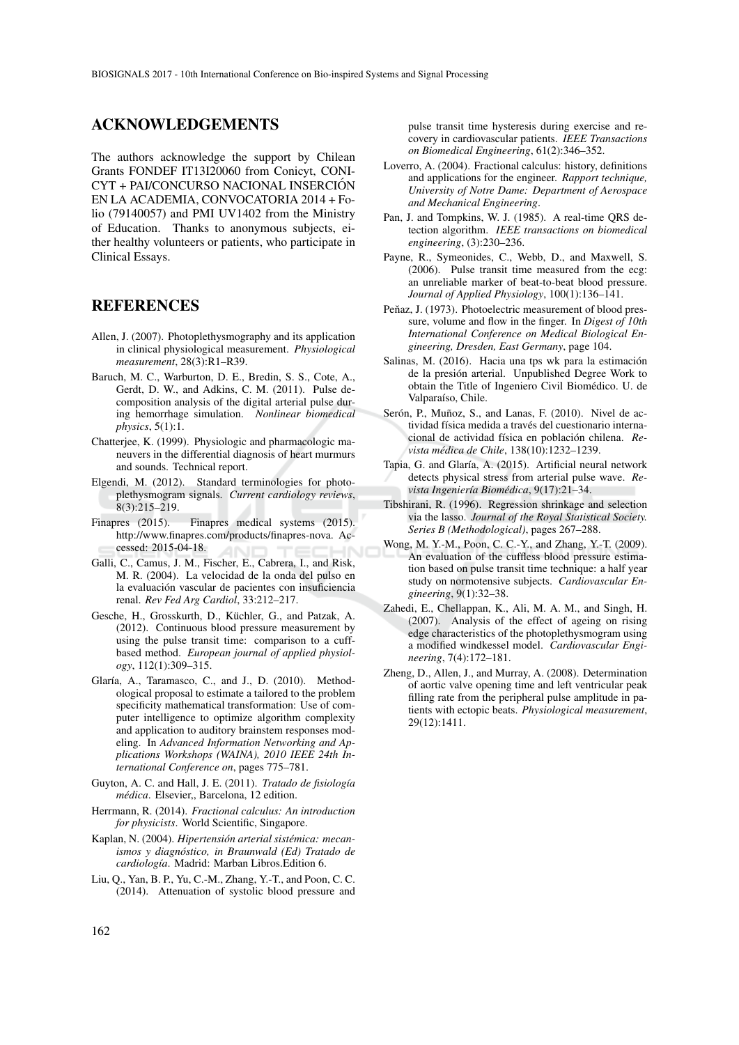## ACKNOWLEDGEMENTS

The authors acknowledge the support by Chilean Grants FONDEF IT13I20060 from Conicyt, CONICYT + PAI/CONCURSO NACIONAL INSERCIÓN EN LA ACADEMIA, CONVOCATORIA 2014 + Folio (79140057) and PMI UV1402 from the Ministry of Education. Thanks to anonymous subjects, either healthy volunteers or patients, who participate in Clinical Essays.

## REFERENCES

Allen, J. (2007). Photoplethysmography and its application in clinical physiological measurement. *Physiological measurement*, 28(3):R1–R39.

Baruch, M. C., Warburton, D. E., Bredin, S. S., Cote, A., Gerdt, D. W., and Adkins, C. M. (2011). Pulse decomposition analysis of the digital arterial pulse during hemorrhage simulation. *Nonlinear biomedical physics*, 5(1):1.

Chatterjee, K. (1999). Physiologic and pharmacologic maneuvers in the differential diagnosis of heart murmurs and sounds. Technical report.

Elgendi, M. (2012). Standard terminologies for photoplethysmogram signals. *Current cardiology reviews*, 8(3):215–219.

Finapres (2015). Finapres medical systems (2015). http://www.finapres.com/products/finapres-nova. Accessed: 2015-04-18.

Galli, C., Camus, J. M., Fischer, E., Cabrera, I., and Risk, M. R. (2004). La velocidad de la onda del pulso en la evaluación vascular de pacientes con insuficiencia renal. *Rev Fed Arg Cardiol*, 33:212–217.

Gesche, H., Grosskurth, D., Küchler, G., and Patzak, A. (2012). Continuous blood pressure measurement by using the pulse transit time: comparison to a cuff-based method. *European journal of applied physiology*, 112(1):309–315.

Glaría, A., Taramasco, C., and J., D. (2010). Methodological proposal to estimate a tailored to the problem specificity mathematical transformation: Use of computer intelligence to optimize algorithm complexity and application to auditory brainstem responses modeling. In *Advanced Information Networking and Applications Workshops (WAINA), 2010 IEEE 24th International Conference on*, pages 775–781.

Guyton, A. C. and Hall, J. E. (2011). *Tratado de fisiología médica*. Elsevier,, Barcelona, 12 edition.

Herrmann, R. (2014). *Fractional calculus: An introduction for physicists*. World Scientific, Singapore.

Kaplan, N. (2004). *Hipertensión arterial sistémica: mecanismos y diagnóstico, in Braunwald (Ed) Tratado de cardiología*. Madrid: Marban Libros.Edition 6.

Liu, Q., Yan, B. P., Yu, C.-M., Zhang, Y.-T., and Poon, C. C. (2014). Attenuation of systolic blood pressure and pulse transit time hysteresis during exercise and recovery in cardiovascular patients. *IEEE Transactions on Biomedical Engineering*, 61(2):346–352.

Loverro, A. (2004). Fractional calculus: history, definitions and applications for the engineer. *Rapport technique, University of Notre Dame: Department of Aerospace and Mechanical Engineering*.

Pan, J. and Tompkins, W. J. (1985). A real-time QRS detection algorithm. *IEEE transactions on biomedical engineering*, (3):230–236.

Payne, R., Symeonides, C., Webb, D., and Maxwell, S. (2006). Pulse transit time measured from the ecg: an unreliable marker of beat-to-beat blood pressure. *Journal of Applied Physiology*, 100(1):136–141.

Peňaz, J. (1973). Photoelectric measurement of blood pressure, volume and flow in the finger. In *Digest of 10th International Conference on Medical Biological Engineering, Dresden, East Germany*, page 104.

Salinas, M. (2016). Hacia una tps wk para la estimación de la presión arterial. Unpublished Degree Work to obtain the Title of Ingeniero Civil Biomédico. U. de Valparaíso, Chile.

Serón, P., Muñoz, S., and Lanas, F. (2010). Nivel de actividad física medida a través del cuestionario internacional de actividad física en población chilena. *Revista médica de Chile*, 138(10):1232–1239.

Tapia, G. and Glaría, A. (2015). Artificial neural network detects physical stress from arterial pulse wave. *Revista Ingeniería Biomédica*, 9(17):21–34.

Tibshirani, R. (1996). Regression shrinkage and selection via the lasso. *Journal of the Royal Statistical Society. Series B (Methodological)*, pages 267–288.

Wong, M. Y.-M., Poon, C. C.-Y., and Zhang, Y.-T. (2009). An evaluation of the cuffless blood pressure estimation based on pulse transit time technique: a half year study on normotensive subjects. *Cardiovascular Engineering*, 9(1):32–38.

Zahedi, E., Chellappan, K., Ali, M. A. M., and Singh, H. (2007). Analysis of the effect of ageing on rising edge characteristics of the photoplethysmogram using a modified windkessel model. *Cardiovascular Engineering*, 7(4):172–181.

Zheng, D., Allen, J., and Murray, A. (2008). Determination of aortic valve opening time and left ventricular peak filling rate from the peripheral pulse amplitude in patients with ectopic beats. *Physiological measurement*, 29(12):1411.